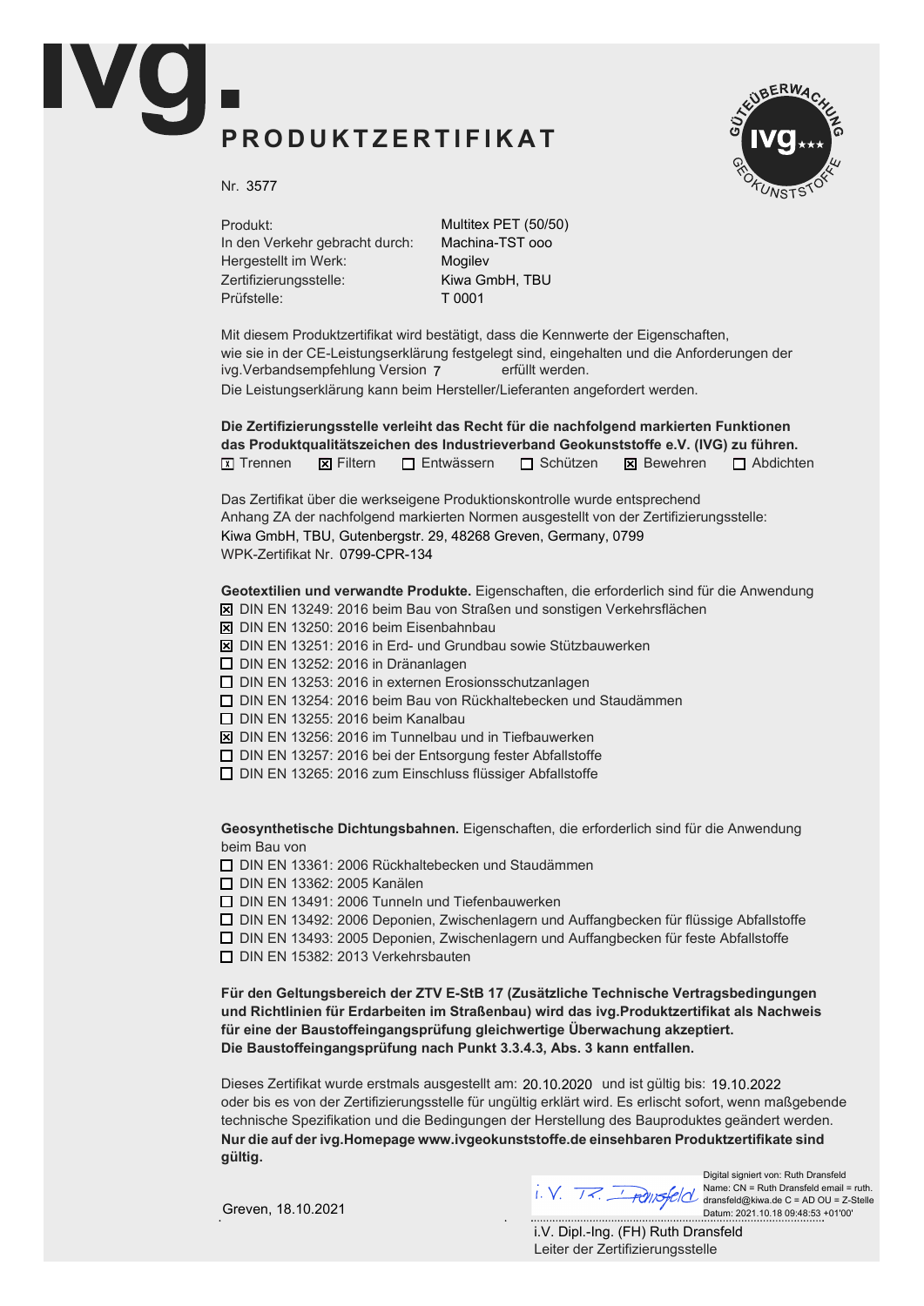# ivg.

## PRODUKTZERTIFIKAT

Nr. 3577

| | |
|---|---|
| Produkt: | Multitex PET (50/50) |
| In den Verkehr gebracht durch: | Machina-TST ooo |
| Hergestellt im Werk: | Mogilev |
| Zertifizierungsstelle: | Kiwa GmbH, TBU |
| Prüfstelle: | T 0001 |

Mit diesem Produktzertifikat wird bestätigt, dass die Kennwerte der Eigenschaften, wie sie in der CE-Leistungserklärung festgelegt sind, eingehalten und die Anforderungen der ivg.Verbandsempfehlung Version 7 erfüllt werden.
Die Leistungserklärung kann beim Hersteller/Lieferanten angefordert werden.

**Die Zertifizierungsstelle verleiht das Recht für die nachfolgend markierten Funktionen das Produktqualitätszeichen des Industrieverband Geokunststoffe e.V. (IVG) zu führen.**

☒ Trennen ☒ Filtern ☐ Entwässern ☐ Schützen ☒ Bewehren ☐ Abdichten

Das Zertifikat über die werkseigene Produktionskontrolle wurde entsprechend Anhang ZA der nachfolgend markierten Normen ausgestellt von der Zertifizierungsstelle:
Kiwa GmbH, TBU, Gutenbergstr. 29, 48268 Greven, Germany, 0799
WPK-Zertifikat Nr. 0799-CPR-134

**Geotextilien und verwandte Produkte.** Eigenschaften, die erforderlich sind für die Anwendung

- ☒ DIN EN 13249: 2016 beim Bau von Straßen und sonstigen Verkehrsflächen
- ☒ DIN EN 13250: 2016 beim Eisenbahnbau
- ☒ DIN EN 13251: 2016 in Erd- und Grundbau sowie Stützbauwerken
- ☐ DIN EN 13252: 2016 in Dränanlagen
- ☐ DIN EN 13253: 2016 in externen Erosionsschutzanlagen
- ☐ DIN EN 13254: 2016 beim Bau von Rückhaltebecken und Staudämmen
- ☐ DIN EN 13255: 2016 beim Kanalbau
- ☒ DIN EN 13256: 2016 im Tunnelbau und in Tiefbauwerken
- ☐ DIN EN 13257: 2016 bei der Entsorgung fester Abfallstoffe
- ☐ DIN EN 13265: 2016 zum Einschluss flüssiger Abfallstoffe

**Geosynthetische Dichtungsbahnen.** Eigenschaften, die erforderlich sind für die Anwendung beim Bau von

- ☐ DIN EN 13361: 2006 Rückhaltebecken und Staudämmen
- ☐ DIN EN 13362: 2005 Kanälen
- ☐ DIN EN 13491: 2006 Tunneln und Tiefenbauwerken
- ☐ DIN EN 13492: 2006 Deponien, Zwischenlagern und Auffangbecken für flüssige Abfallstoffe
- ☐ DIN EN 13493: 2005 Deponien, Zwischenlagern und Auffangbecken für feste Abfallstoffe
- ☐ DIN EN 15382: 2013 Verkehrsbauten

**Für den Geltungsbereich der ZTV E-StB 17 (Zusätzliche Technische Vertragsbedingungen und Richtlinien für Erdarbeiten im Straßenbau) wird das ivg.Produktzertifikat als Nachweis für eine der Baustoffeingangsprüfung gleichwertige Überwachung akzeptiert. Die Baustoffeingangsprüfung nach Punkt 3.3.4.3, Abs. 3 kann entfallen.**

Dieses Zertifikat wurde erstmals ausgestellt am: 20.10.2020 und ist gültig bis: 19.10.2022 oder bis es von der Zertifizierungsstelle für ungültig erklärt wird. Es erlischt sofort, wenn maßgebende technische Spezifikation und die Bedingungen der Herstellung des Bauproduktes geändert werden.
**Nur die auf der ivg.Homepage www.ivgeokunststoffe.de einsehbaren Produktzertifikate sind gültig.**

Greven, 18.10.2021

Digital signiert von: Ruth Dransfeld
Name: CN = Ruth Dransfeld email = ruth.dransfeld@kiwa.de C = AD OU = Z-Stelle
Datum: 2021.10.18 09:48:53 +01'00'

i.V. Dipl.-Ing. (FH) Ruth Dransfeld
Leiter der Zertifizierungsstelle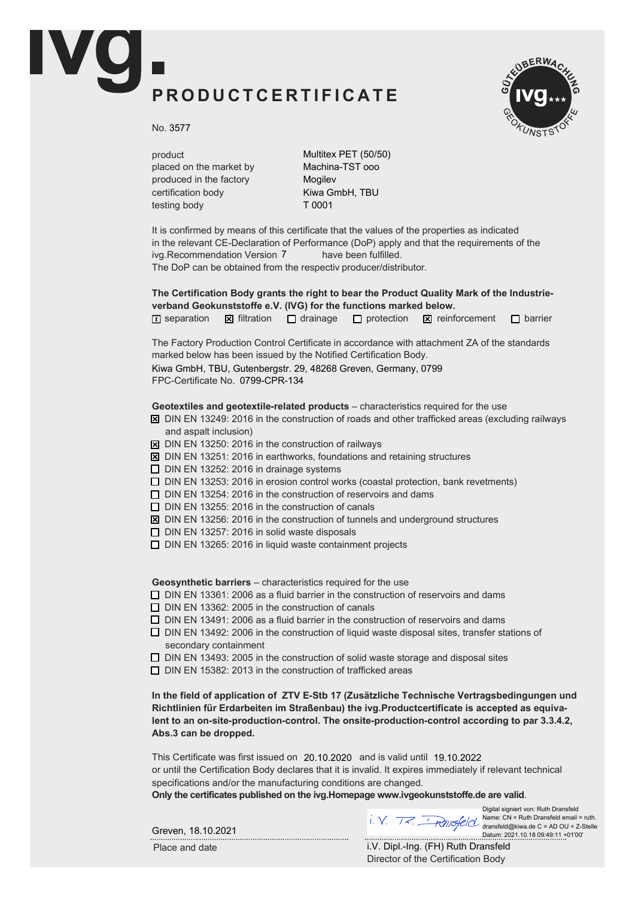# ivg.

## PRODUCTCERTIFICATE

No. 3577

| | |
|---|---|
| product | Multitex PET (50/50) |
| placed on the market by | Machina-TST ooo |
| produced in the factory | Mogilev |
| certification body | Kiwa GmbH, TBU |
| testing body | T 0001 |

It is confirmed by means of this certificate that the values of the properties as indicated in the relevant CE-Declaration of Performance (DoP) apply and that the requirements of the ivg.Recommendation Version 7 have been fulfilled.
The DoP can be obtained from the respectiv producer/distributor.

**The Certification Body grants the right to bear the Product Quality Mark of the Industrieverband Geokunststoffe e.V. (IVG) for the functions marked below.**

☒ separation ☒ filtration ☐ drainage ☐ protection ☒ reinforcement ☐ barrier

The Factory Production Control Certificate in accordance with attachment ZA of the standards marked below has been issued by the Notified Certification Body.
Kiwa GmbH, TBU, Gutenbergstr. 29, 48268 Greven, Germany, 0799
FPC-Certificate No. 0799-CPR-134

**Geotextiles and geotextile-related products** – characteristics required for the use

- ☒ DIN EN 13249: 2016 in the construction of roads and other trafficked areas (excluding railways and aspalt inclusion)
- ☒ DIN EN 13250: 2016 in the construction of railways
- ☒ DIN EN 13251: 2016 in earthworks, foundations and retaining structures
- ☐ DIN EN 13252: 2016 in drainage systems
- ☐ DIN EN 13253: 2016 in erosion control works (coastal protection, bank revetments)
- ☐ DIN EN 13254: 2016 in the construction of reservoirs and dams
- ☐ DIN EN 13255: 2016 in the construction of canals
- ☒ DIN EN 13256: 2016 in the construction of tunnels and underground structures
- ☐ DIN EN 13257: 2016 in solid waste disposals
- ☐ DIN EN 13265: 2016 in liquid waste containment projects

**Geosynthetic barriers** – characteristics required for the use

- ☐ DIN EN 13361: 2006 as a fluid barrier in the construction of reservoirs and dams
- ☐ DIN EN 13362: 2005 in the construction of canals
- ☐ DIN EN 13491: 2006 as a fluid barrier in the construction of reservoirs and dams
- ☐ DIN EN 13492: 2006 in the construction of liquid waste disposal sites, transfer stations of secondary containment
- ☐ DIN EN 13493: 2005 in the construction of solid waste storage and disposal sites
- ☐ DIN EN 15382: 2013 in the construction of trafficked areas

**In the field of application of ZTV E-Stb 17 (Zusätzliche Technische Vertragsbedingungen und Richtlinien für Erdarbeiten im Straßenbau) the ivg.Productcertificate is accepted as equivalent to an on-site-production-control. The onsite-production-control according to par 3.3.4.2, Abs.3 can be dropped.**

This Certificate was first issued on 20.10.2020 and is valid until 19.10.2022 or until the Certification Body declares that it is invalid. It expires immediately if relevant technical specifications and/or the manufacturing conditions are changed.
**Only the certificates published on the ivg.Homepage www.ivgeokunststoffe.de are valid**.

Greven, 18.10.2021

Place and date

i.V. R. Dransfeld

Digital signiert von: Ruth Dransfeld
Name: CN = Ruth Dransfeld email = ruth.dransfeld@kiwa.de C = AD OU = Z-Stelle
Datum: 2021.10.18 09:49:11 +01'00'

i.V. Dipl.-Ing. (FH) Ruth Dransfeld
Director of the Certification Body